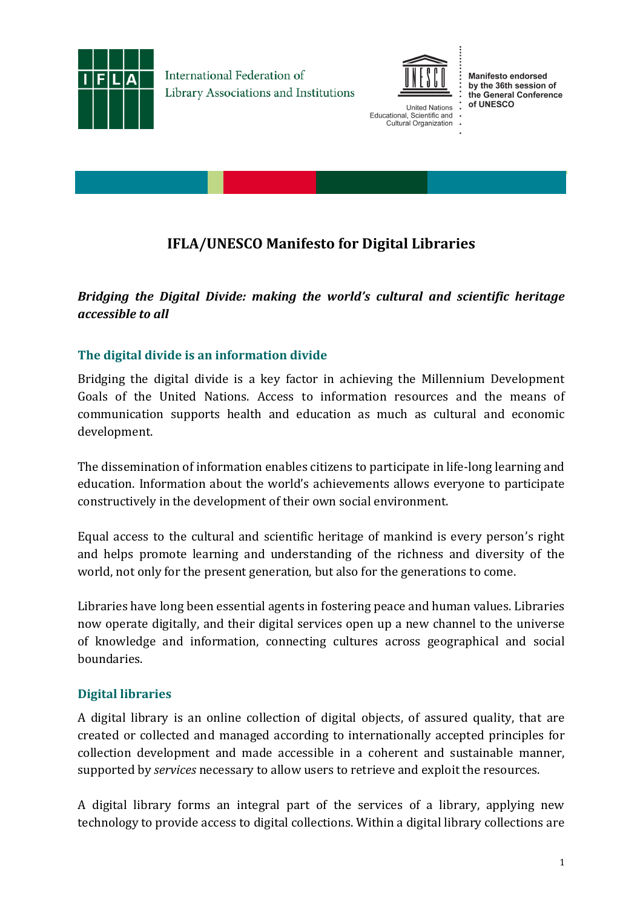International Federation of Library Associations and Institutions

United Nations Educational, Scientific and Cultural Organization

Manifesto endorsed by the 36th session of the General Conference of UNESCO

# IFLA/UNESCO Manifesto for Digital Libraries

***Bridging the Digital Divide: making the world's cultural and scientific heritage accessible to all***

## The digital divide is an information divide

Bridging the digital divide is a key factor in achieving the Millennium Development Goals of the United Nations. Access to information resources and the means of communication supports health and education as much as cultural and economic development.

The dissemination of information enables citizens to participate in life-long learning and education. Information about the world's achievements allows everyone to participate constructively in the development of their own social environment.

Equal access to the cultural and scientific heritage of mankind is every person's right and helps promote learning and understanding of the richness and diversity of the world, not only for the present generation, but also for the generations to come.

Libraries have long been essential agents in fostering peace and human values. Libraries now operate digitally, and their digital services open up a new channel to the universe of knowledge and information, connecting cultures across geographical and social boundaries.

## Digital libraries

A digital library is an online collection of digital objects, of assured quality, that are created or collected and managed according to internationally accepted principles for collection development and made accessible in a coherent and sustainable manner, supported by *services* necessary to allow users to retrieve and exploit the resources.

A digital library forms an integral part of the services of a library, applying new technology to provide access to digital collections. Within a digital library collections are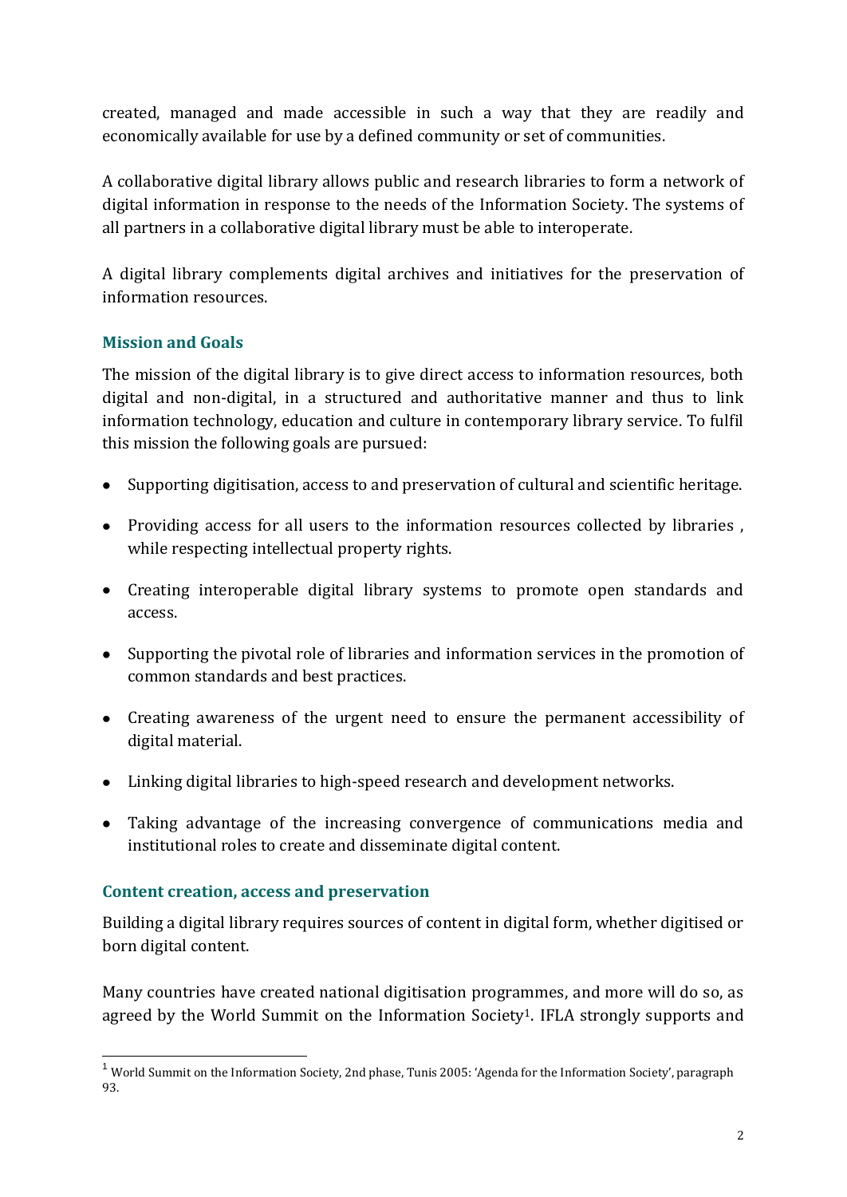created, managed and made accessible in such a way that they are readily and economically available for use by a defined community or set of communities.

A collaborative digital library allows public and research libraries to form a network of digital information in response to the needs of the Information Society. The systems of all partners in a collaborative digital library must be able to interoperate.

A digital library complements digital archives and initiatives for the preservation of information resources.

### Mission and Goals

The mission of the digital library is to give direct access to information resources, both digital and non-digital, in a structured and authoritative manner and thus to link information technology, education and culture in contemporary library service. To fulfil this mission the following goals are pursued:

- Supporting digitisation, access to and preservation of cultural and scientific heritage.
- Providing access for all users to the information resources collected by libraries , while respecting intellectual property rights.
- Creating interoperable digital library systems to promote open standards and access.
- Supporting the pivotal role of libraries and information services in the promotion of common standards and best practices.
- Creating awareness of the urgent need to ensure the permanent accessibility of digital material.
- Linking digital libraries to high-speed research and development networks.
- Taking advantage of the increasing convergence of communications media and institutional roles to create and disseminate digital content.

### Content creation, access and preservation

Building a digital library requires sources of content in digital form, whether digitised or born digital content.

Many countries have created national digitisation programmes, and more will do so, as agreed by the World Summit on the Information Society[1]. IFLA strongly supports and

[1] World Summit on the Information Society, 2nd phase, Tunis 2005: 'Agenda for the Information Society', paragraph 93.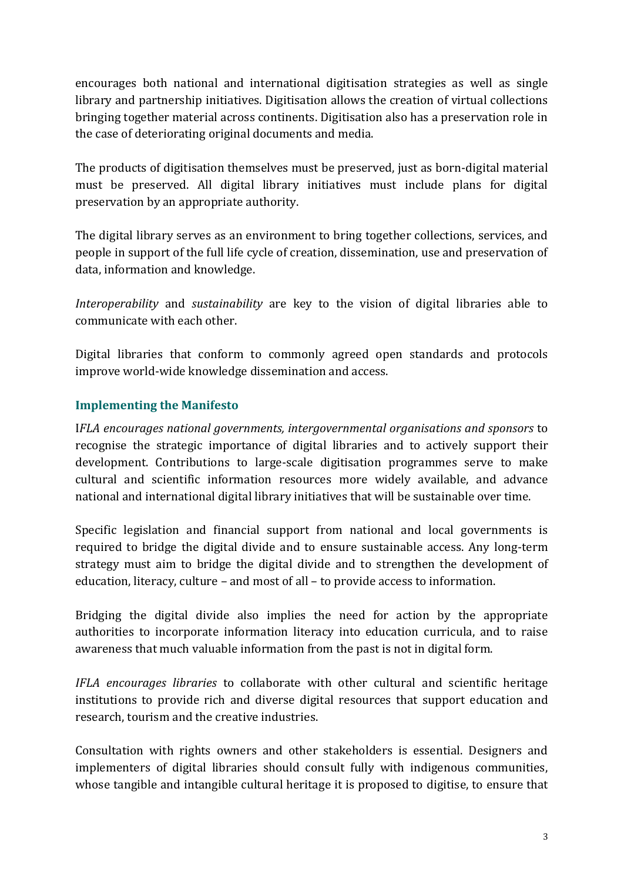encourages both national and international digitisation strategies as well as single library and partnership initiatives. Digitisation allows the creation of virtual collections bringing together material across continents. Digitisation also has a preservation role in the case of deteriorating original documents and media.

The products of digitisation themselves must be preserved, just as born-digital material must be preserved. All digital library initiatives must include plans for digital preservation by an appropriate authority.

The digital library serves as an environment to bring together collections, services, and people in support of the full life cycle of creation, dissemination, use and preservation of data, information and knowledge.

*Interoperability* and *sustainability* are key to the vision of digital libraries able to communicate with each other.

Digital libraries that conform to commonly agreed open standards and protocols improve world-wide knowledge dissemination and access.

## Implementing the Manifesto

I*FLA encourages national governments, intergovernmental organisations and sponsors* to recognise the strategic importance of digital libraries and to actively support their development. Contributions to large-scale digitisation programmes serve to make cultural and scientific information resources more widely available, and advance national and international digital library initiatives that will be sustainable over time.

Specific legislation and financial support from national and local governments is required to bridge the digital divide and to ensure sustainable access. Any long-term strategy must aim to bridge the digital divide and to strengthen the development of education, literacy, culture – and most of all – to provide access to information.

Bridging the digital divide also implies the need for action by the appropriate authorities to incorporate information literacy into education curricula, and to raise awareness that much valuable information from the past is not in digital form.

*IFLA encourages libraries* to collaborate with other cultural and scientific heritage institutions to provide rich and diverse digital resources that support education and research, tourism and the creative industries.

Consultation with rights owners and other stakeholders is essential. Designers and implementers of digital libraries should consult fully with indigenous communities, whose tangible and intangible cultural heritage it is proposed to digitise, to ensure that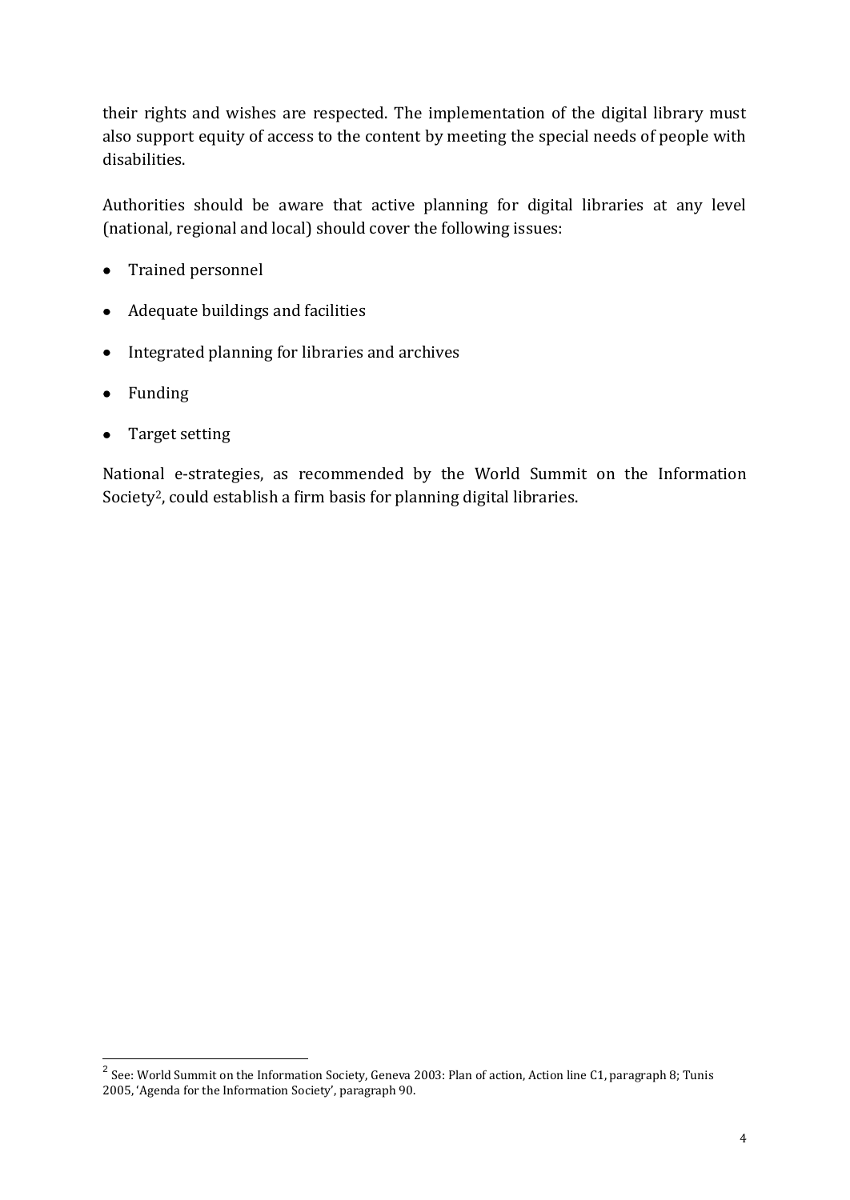their rights and wishes are respected. The implementation of the digital library must also support equity of access to the content by meeting the special needs of people with disabilities.

Authorities should be aware that active planning for digital libraries at any level (national, regional and local) should cover the following issues:

- Trained personnel
- Adequate buildings and facilities
- Integrated planning for libraries and archives
- Funding
- Target setting

National e-strategies, as recommended by the World Summit on the Information Society[2], could establish a firm basis for planning digital libraries.

---

[2] See: World Summit on the Information Society, Geneva 2003: Plan of action, Action line C1, paragraph 8; Tunis 2005, 'Agenda for the Information Society', paragraph 90.